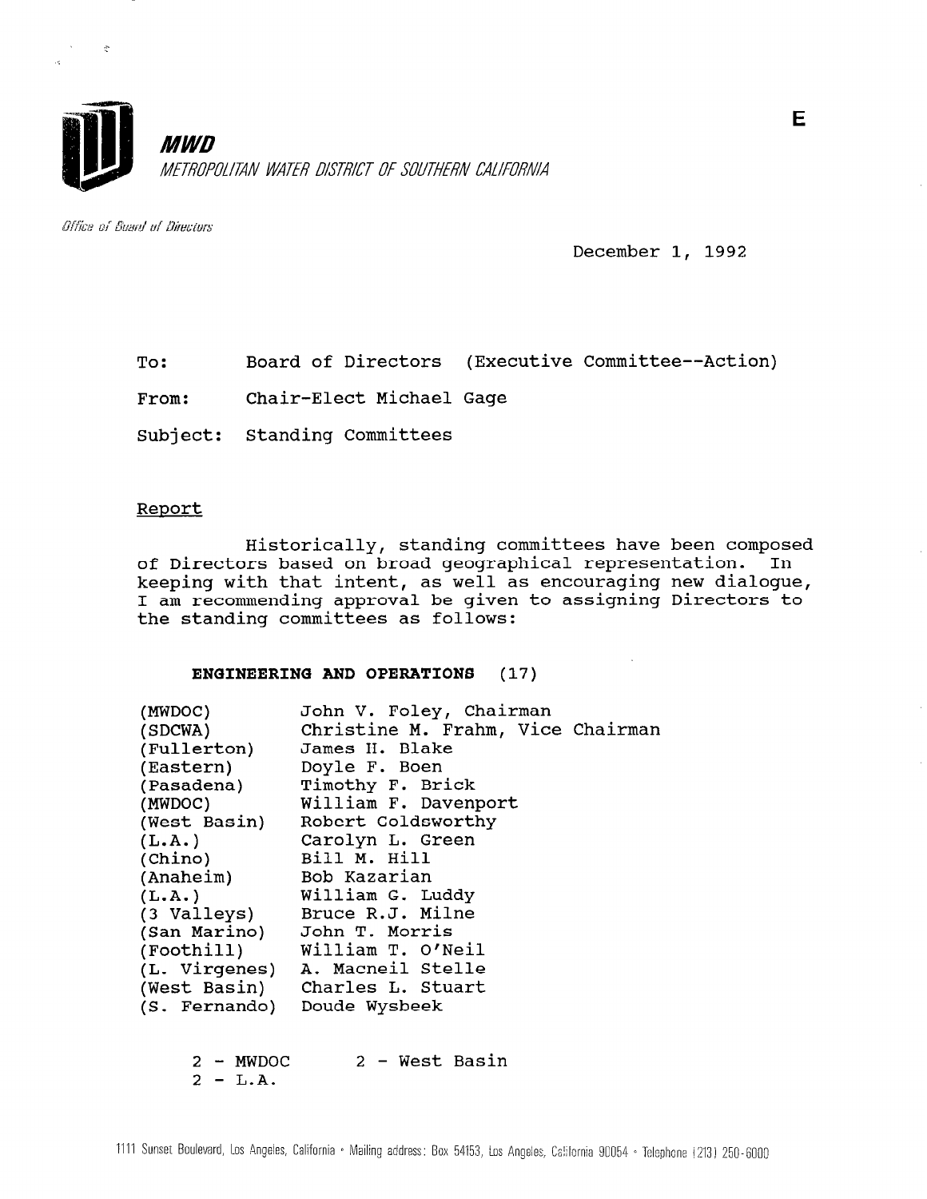**E**

**MWD**

*METROPOLITAN WATER DISTRICT OF SOUTHERN CALIFORNIA*

*Office of Board of Directors*

December 1, 1992

To: Board of Directors (Executive Committee--Action)

From: Chair-Elect Michael Gage

Subject: Standing Committees

## Report

Historically, standing committees have been composed of Directors based on broad geographical representation. In keeping with that intent, as well as encouraging new dialogue, I am recommending approval be given to assigning Directors to the standing committees as follows:

### ENGINEERING AND OPERATIONS (17)

| | |
|---|---|
| (MWDOC) | John V. Foley, Chairman |
| (SDCWA) | Christine M. Frahm, Vice Chairman |
| (Fullerton) | James H. Blake |
| (Eastern) | Doyle F. Boen |
| (Pasadena) | Timothy F. Brick |
| (MWDOC) | William F. Davenport |
| (West Basin) | Robert Goldsworthy |
| (L.A.) | Carolyn L. Green |
| (Chino) | Bill M. Hill |
| (Anaheim) | Bob Kazarian |
| (L.A.) | William G. Luddy |
| (3 Valleys) | Bruce R.J. Milne |
| (San Marino) | John T. Morris |
| (Foothill) | William T. O'Neil |
| (L. Virgenes) | A. Macneil Stelle |
| (West Basin) | Charles L. Stuart |
| (S. Fernando) | Doude Wysbeek |

2 - MWDOC 2 - West Basin
2 - L.A.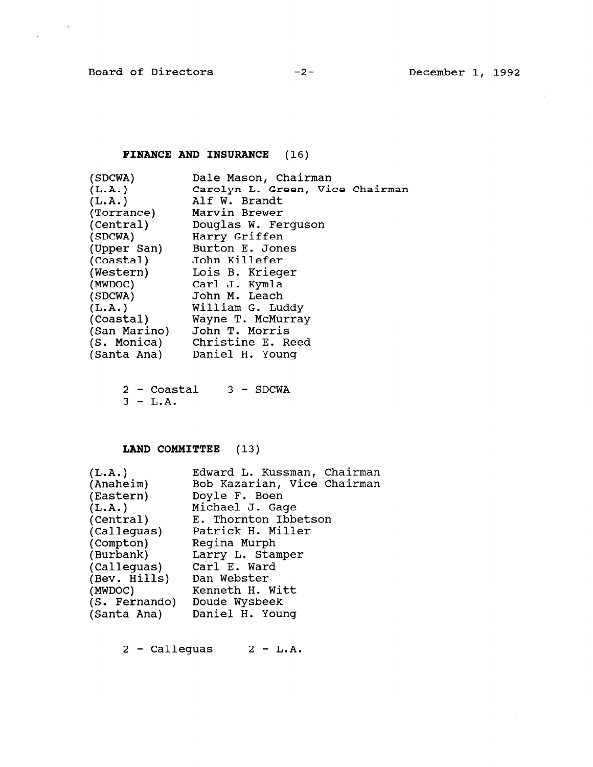**FINANCE AND INSURANCE** (16)

| | |
|---|---|
| (SDCWA) | Dale Mason, Chairman |
| (L.A.) | Carolyn L. Green, Vice Chairman |
| (L.A.) | Alf W. Brandt |
| (Torrance) | Marvin Brewer |
| (Central) | Douglas W. Ferguson |
| (SDCWA) | Harry Griffen |
| (Upper San) | Burton E. Jones |
| (Coastal) | John Killefer |
| (Western) | Lois B. Krieger |
| (MWDOC) | Carl J. Kymla |
| (SDCWA) | John M. Leach |
| (L.A.) | William G. Luddy |
| (Coastal) | Wayne T. McMurray |
| (San Marino) | John T. Morris |
| (S. Monica) | Christine E. Reed |
| (Santa Ana) | Daniel H. Young |

2 - Coastal 3 - SDCWA
3 - L.A.

**LAND COMMITTEE** (13)

| | |
|---|---|
| (L.A.) | Edward L. Kussman, Chairman |
| (Anaheim) | Bob Kazarian, Vice Chairman |
| (Eastern) | Doyle F. Boen |
| (L.A.) | Michael J. Gage |
| (Central) | E. Thornton Ibbetson |
| (Calleguas) | Patrick H. Miller |
| (Compton) | Regina Murph |
| (Burbank) | Larry L. Stamper |
| (Calleguas) | Carl E. Ward |
| (Bev. Hills) | Dan Webster |
| (MWDOC) | Kenneth H. Witt |
| (S. Fernando) | Doude Wysbeek |
| (Santa Ana) | Daniel H. Young |

2 - Calleguas 2 - L.A.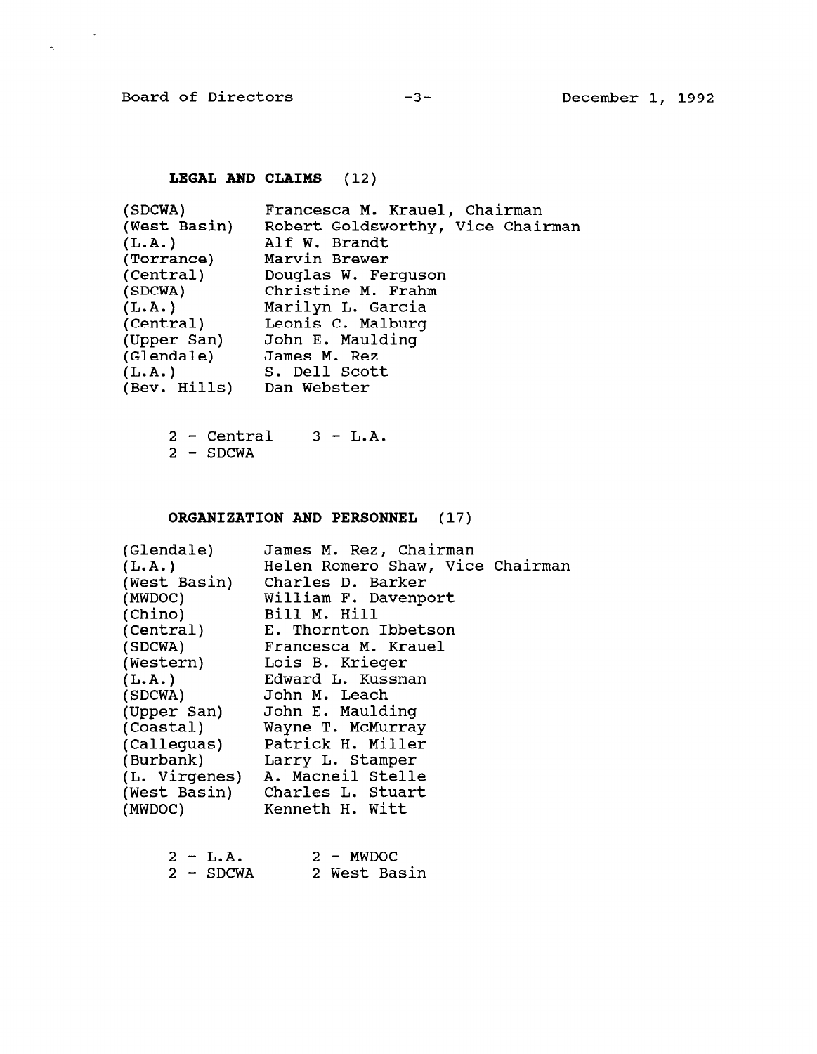## LEGAL AND CLAIMS (12)

| | |
|---|---|
| (SDCWA) | Francesca M. Krauel, Chairman |
| (West Basin) | Robert Goldsworthy, Vice Chairman |
| (L.A.) | Alf W. Brandt |
| (Torrance) | Marvin Brewer |
| (Central) | Douglas W. Ferguson |
| (SDCWA) | Christine M. Frahm |
| (L.A.) | Marilyn L. Garcia |
| (Central) | Leonis C. Malburg |
| (Upper San) | John E. Maulding |
| (Glendale) | James M. Rez |
| (L.A.) | S. Dell Scott |
| (Bev. Hills) | Dan Webster |

2 - Central 3 - L.A.
2 - SDCWA

## ORGANIZATION AND PERSONNEL (17)

| | |
|---|---|
| (Glendale) | James M. Rez, Chairman |
| (L.A.) | Helen Romero Shaw, Vice Chairman |
| (West Basin) | Charles D. Barker |
| (MWDOC) | William F. Davenport |
| (Chino) | Bill M. Hill |
| (Central) | E. Thornton Ibbetson |
| (SDCWA) | Francesca M. Krauel |
| (Western) | Lois B. Krieger |
| (L.A.) | Edward L. Kussman |
| (SDCWA) | John M. Leach |
| (Upper San) | John E. Maulding |
| (Coastal) | Wayne T. McMurray |
| (Calleguas) | Patrick H. Miller |
| (Burbank) | Larry L. Stamper |
| (L. Virgenes) | A. Macneil Stelle |
| (West Basin) | Charles L. Stuart |
| (MWDOC) | Kenneth H. Witt |

2 - L.A. 2 - MWDOC
2 - SDCWA 2 West Basin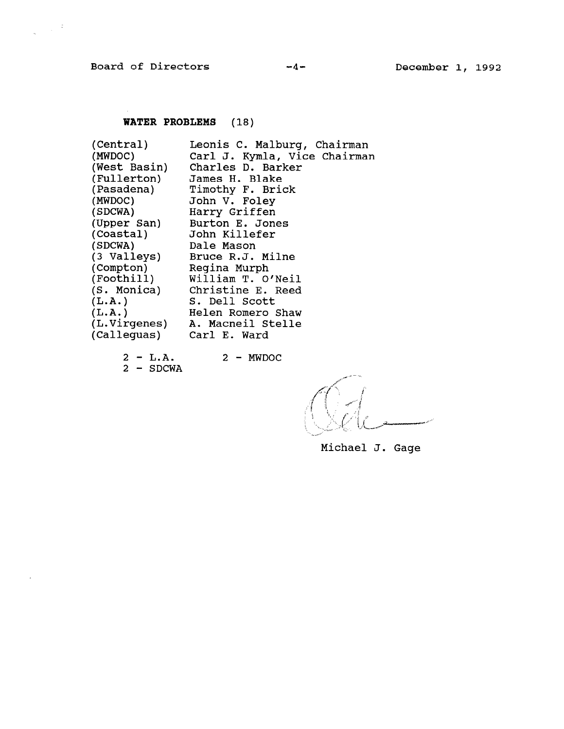**WATER PROBLEMS** (18)

| | |
|---|---|
| (Central) | Leonis C. Malburg, Chairman |
| (MWDOC) | Carl J. Kymla, Vice Chairman |
| (West Basin) | Charles D. Barker |
| (Fullerton) | James H. Blake |
| (Pasadena) | Timothy F. Brick |
| (MWDOC) | John V. Foley |
| (SDCWA) | Harry Griffen |
| (Upper San) | Burton E. Jones |
| (Coastal) | John Killefer |
| (SDCWA) | Dale Mason |
| (3 Valleys) | Bruce R.J. Milne |
| (Compton) | Regina Murph |
| (Foothill) | William T. O'Neil |
| (S. Monica) | Christine E. Reed |
| (L.A.) | S. Dell Scott |
| (L.A.) | Helen Romero Shaw |
| (L.Virgenes) | A. Macneil Stelle |
| (Calleguas) | Carl E. Ward |

2 - L.A. 2 - MWDOC
2 - SDCWA

Michael J. Gage